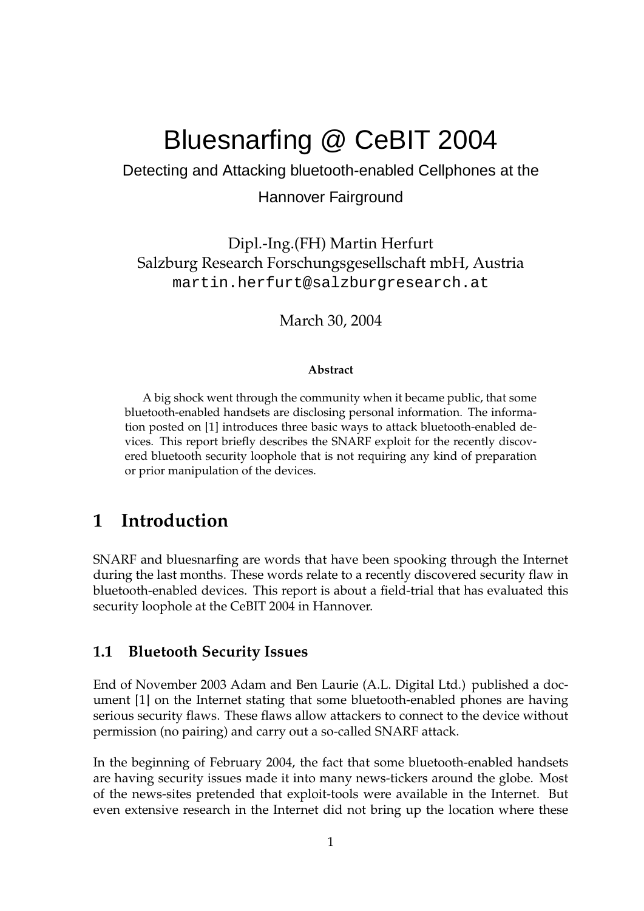# Bluesnarfing @ CeBIT 2004

Detecting and Attacking bluetooth-enabled Cellphones at the Hannover Fairground

Dipl.-Ing.(FH) Martin Herfurt
Salzburg Research Forschungsgesellschaft mbH, Austria
martin.herfurt@salzburgresearch.at

March 30, 2004

**Abstract**

A big shock went through the community when it became public, that some bluetooth-enabled handsets are disclosing personal information. The information posted on [1] introduces three basic ways to attack bluetooth-enabled devices. This report briefly describes the SNARF exploit for the recently discovered bluetooth security loophole that is not requiring any kind of preparation or prior manipulation of the devices.

## 1 Introduction

SNARF and bluesnarfing are words that have been spooking through the Internet during the last months. These words relate to a recently discovered security flaw in bluetooth-enabled devices. This report is about a field-trial that has evaluated this security loophole at the CeBIT 2004 in Hannover.

### 1.1 Bluetooth Security Issues

End of November 2003 Adam and Ben Laurie (A.L. Digital Ltd.) published a document [1] on the Internet stating that some bluetooth-enabled phones are having serious security flaws. These flaws allow attackers to connect to the device without permission (no pairing) and carry out a so-called SNARF attack.

In the beginning of February 2004, the fact that some bluetooth-enabled handsets are having security issues made it into many news-tickers around the globe. Most of the news-sites pretended that exploit-tools were available in the Internet. But even extensive research in the Internet did not bring up the location where these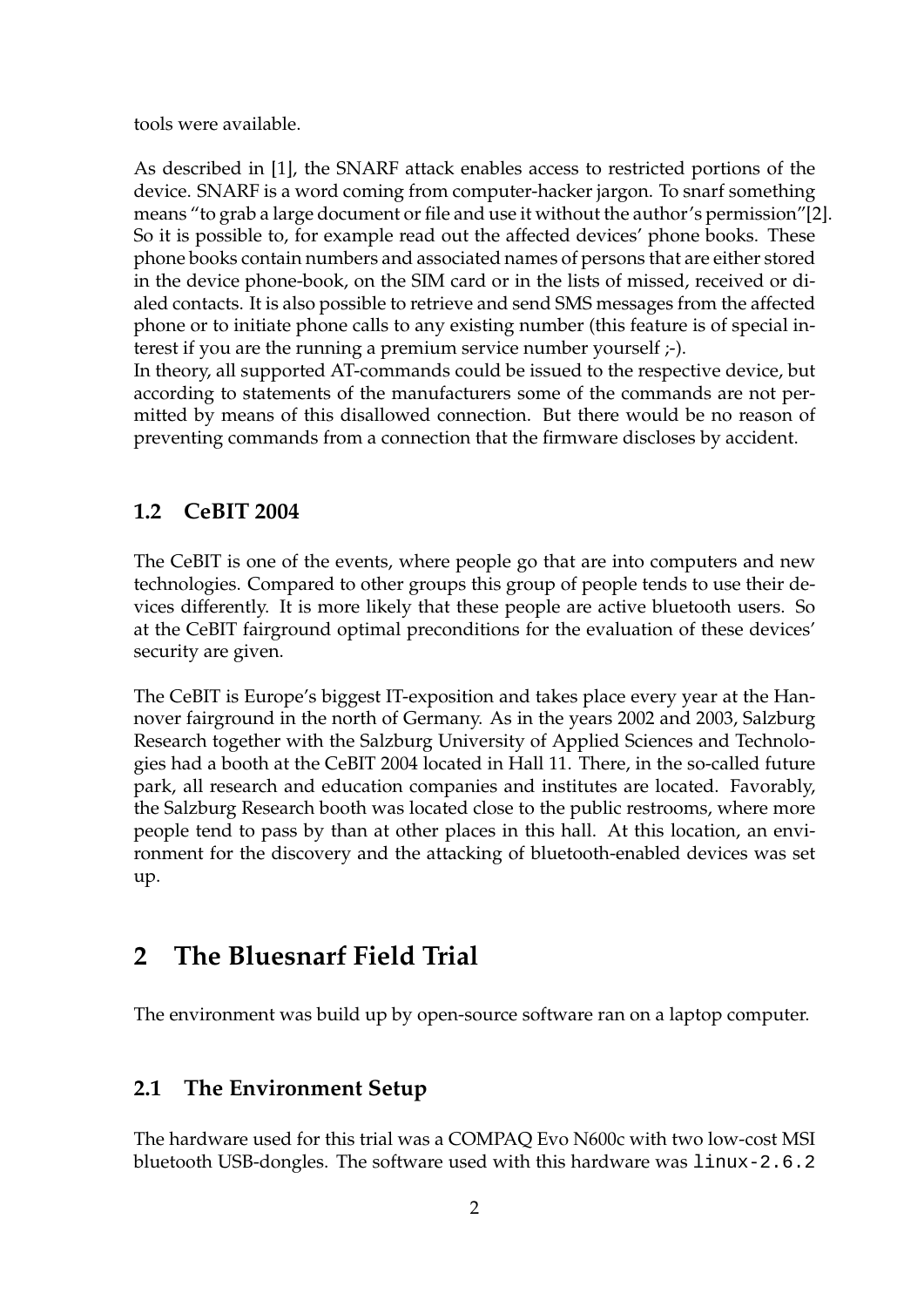tools were available.

As described in [1], the SNARF attack enables access to restricted portions of the device. SNARF is a word coming from computer-hacker jargon. To snarf something means "to grab a large document or file and use it without the author's permission"[2]. So it is possible to, for example read out the affected devices' phone books. These phone books contain numbers and associated names of persons that are either stored in the device phone-book, on the SIM card or in the lists of missed, received or dialed contacts. It is also possible to retrieve and send SMS messages from the affected phone or to initiate phone calls to any existing number (this feature is of special interest if you are the running a premium service number yourself ;-).
In theory, all supported AT-commands could be issued to the respective device, but according to statements of the manufacturers some of the commands are not permitted by means of this disallowed connection. But there would be no reason of preventing commands from a connection that the firmware discloses by accident.

### 1.2 CeBIT 2004

The CeBIT is one of the events, where people go that are into computers and new technologies. Compared to other groups this group of people tends to use their devices differently. It is more likely that these people are active bluetooth users. So at the CeBIT fairground optimal preconditions for the evaluation of these devices' security are given.

The CeBIT is Europe's biggest IT-exposition and takes place every year at the Hannover fairground in the north of Germany. As in the years 2002 and 2003, Salzburg Research together with the Salzburg University of Applied Sciences and Technologies had a booth at the CeBIT 2004 located in Hall 11. There, in the so-called future park, all research and education companies and institutes are located. Favorably, the Salzburg Research booth was located close to the public restrooms, where more people tend to pass by than at other places in this hall. At this location, an environment for the discovery and the attacking of bluetooth-enabled devices was set up.

## 2 The Bluesnarf Field Trial

The environment was build up by open-source software ran on a laptop computer.

### 2.1 The Environment Setup

The hardware used for this trial was a COMPAQ Evo N600c with two low-cost MSI bluetooth USB-dongles. The software used with this hardware was `linux-2.6.2`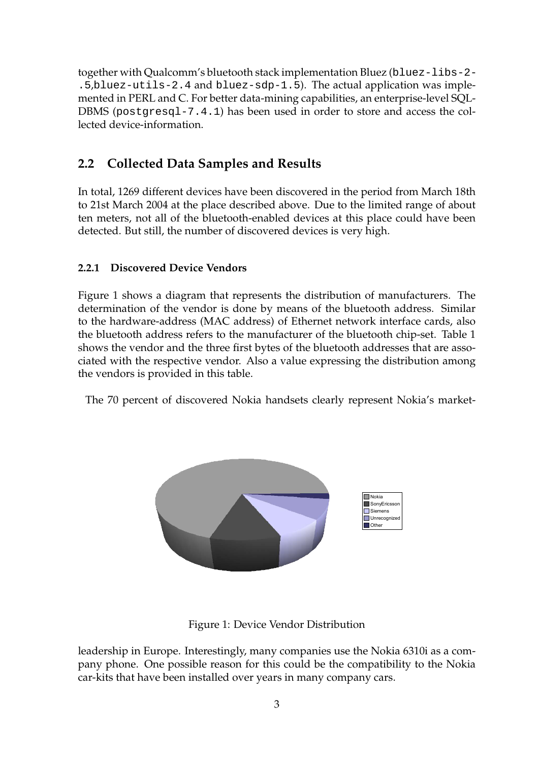together with Qualcomm's bluetooth stack implementation Bluez (`bluez-libs-2-.5`,`bluez-utils-2.4` and `bluez-sdp-1.5`). The actual application was implemented in PERL and C. For better data-mining capabilities, an enterprise-level SQL-DBMS (`postgresql-7.4.1`) has been used in order to store and access the collected device-information.

## 2.2 Collected Data Samples and Results

In total, 1269 different devices have been discovered in the period from March 18th to 21st March 2004 at the place described above. Due to the limited range of about ten meters, not all of the bluetooth-enabled devices at this place could have been detected. But still, the number of discovered devices is very high.

### 2.2.1 Discovered Device Vendors

Figure 1 shows a diagram that represents the distribution of manufacturers. The determination of the vendor is done by means of the bluetooth address. Similar to the hardware-address (MAC address) of Ethernet network interface cards, also the bluetooth address refers to the manufacturer of the bluetooth chip-set. Table 1 shows the vendor and the three first bytes of the bluetooth addresses that are associated with the respective vendor. Also a value expressing the distribution among the vendors is provided in this table.

The 70 percent of discovered Nokia handsets clearly represent Nokia's market-

Figure 1: Device Vendor Distribution

leadership in Europe. Interestingly, many companies use the Nokia 6310i as a company phone. One possible reason for this could be the compatibility to the Nokia car-kits that have been installed over years in many company cars.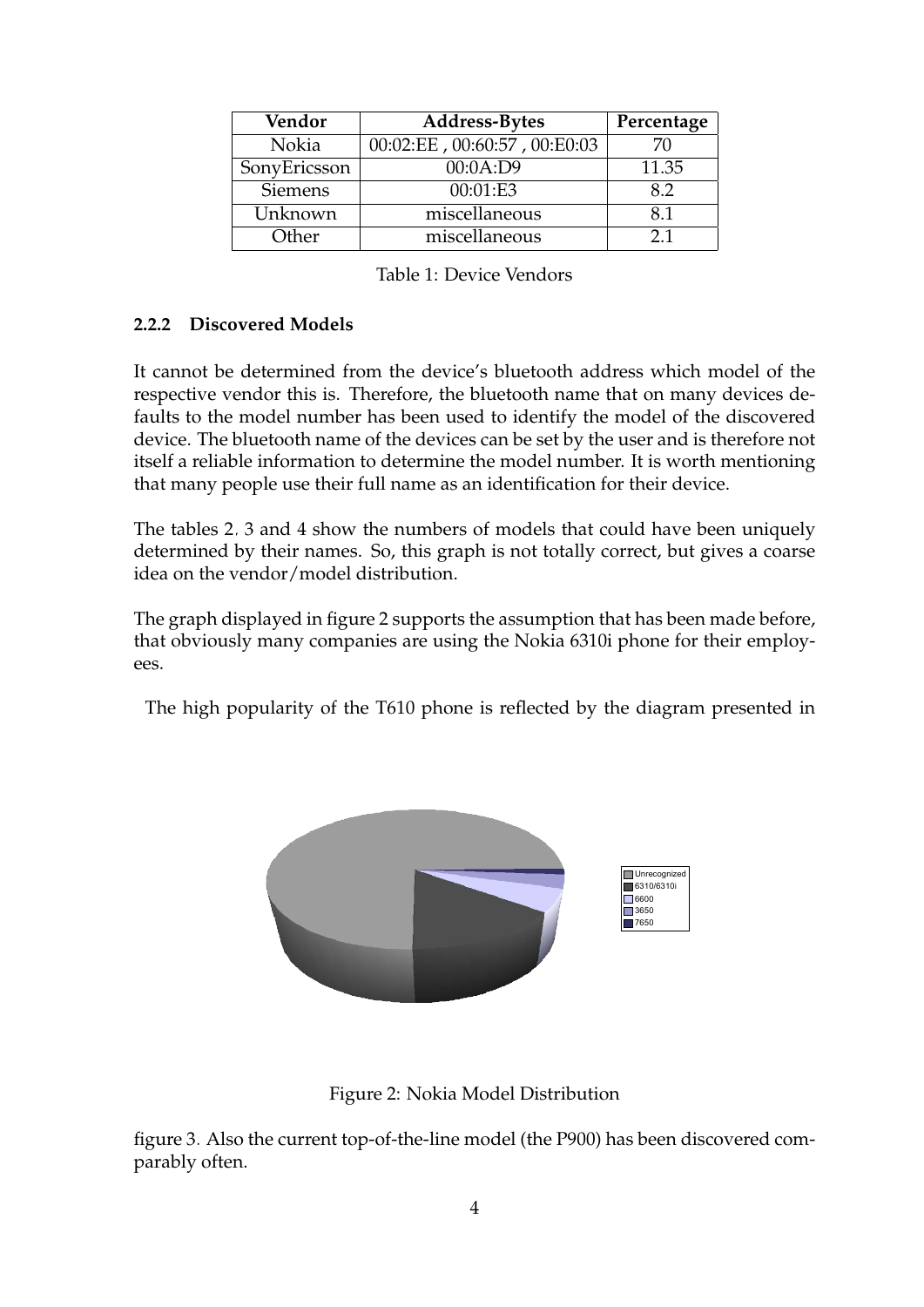| Vendor | Address-Bytes | Percentage |
|---|---|---|
| Nokia | 00:02:EE , 00:60:57 , 00:E0:03 | 70 |
| SonyEricsson | 00:0A:D9 | 11.35 |
| Siemens | 00:01:E3 | 8.2 |
| Unknown | miscellaneous | 8.1 |
| Other | miscellaneous | 2.1 |

Table 1: Device Vendors

#### 2.2.2 Discovered Models

It cannot be determined from the device's bluetooth address which model of the respective vendor this is. Therefore, the bluetooth name that on many devices defaults to the model number has been used to identify the model of the discovered device. The bluetooth name of the devices can be set by the user and is therefore not itself a reliable information to determine the model number. It is worth mentioning that many people use their full name as an identification for their device.

The tables 2, 3 and 4 show the numbers of models that could have been uniquely determined by their names. So, this graph is not totally correct, but gives a coarse idea on the vendor/model distribution.

The graph displayed in figure 2 supports the assumption that has been made before, that obviously many companies are using the Nokia 6310i phone for their employees.

The high popularity of the T610 phone is reflected by the diagram presented in figure 3. Also the current top-of-the-line model (the P900) has been discovered comparably often.

Figure 2: Nokia Model Distribution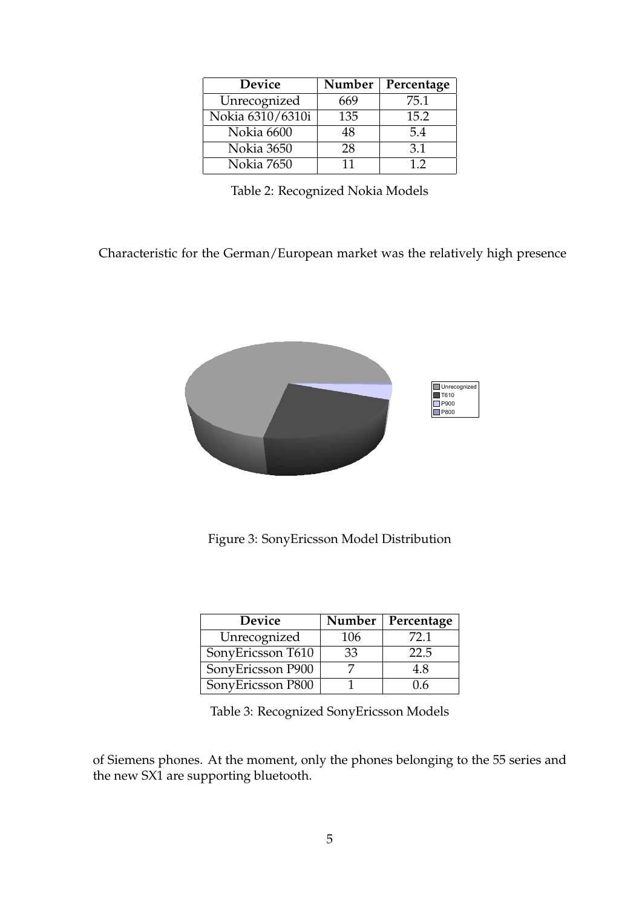| Device | Number | Percentage |
|---|---|---|
| Unrecognized | 669 | 75.1 |
| Nokia 6310/6310i | 135 | 15.2 |
| Nokia 6600 | 48 | 5.4 |
| Nokia 3650 | 28 | 3.1 |
| Nokia 7650 | 11 | 1.2 |

Table 2: Recognized Nokia Models

Characteristic for the German/European market was the relatively high presence

Figure 3: SonyEricsson Model Distribution

| Device | Number | Percentage |
|---|---|---|
| Unrecognized | 106 | 72.1 |
| SonyEricsson T610 | 33 | 22.5 |
| SonyEricsson P900 | 7 | 4.8 |
| SonyEricsson P800 | 1 | 0.6 |

Table 3: Recognized SonyEricsson Models

of Siemens phones. At the moment, only the phones belonging to the 55 series and the new SX1 are supporting bluetooth.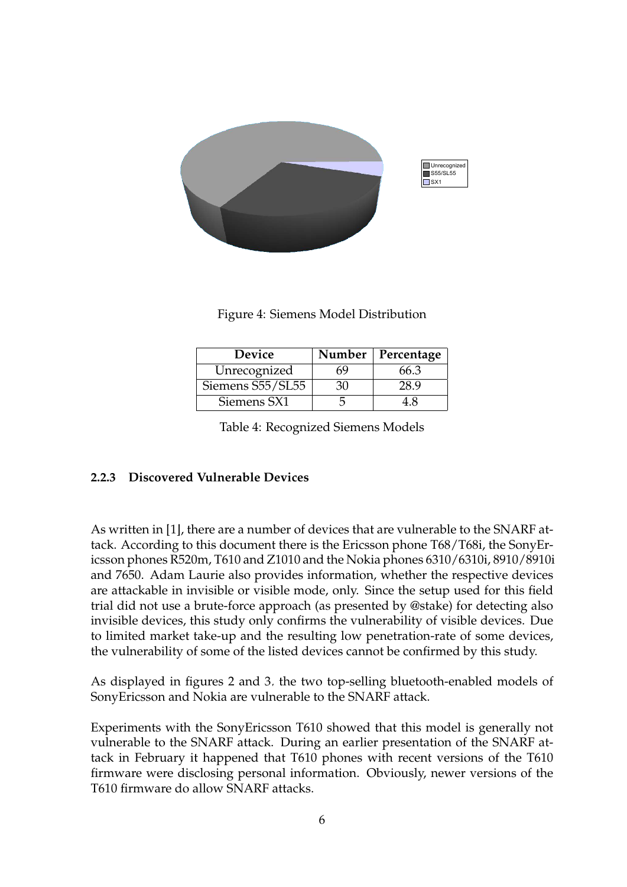Figure 4: Siemens Model Distribution

| Device | Number | Percentage |
|---|---|---|
| Unrecognized | 69 | 66.3 |
| Siemens S55/SL55 | 30 | 28.9 |
| Siemens SX1 | 5 | 4.8 |

Table 4: Recognized Siemens Models

#### 2.2.3 Discovered Vulnerable Devices

As written in [1], there are a number of devices that are vulnerable to the SNARF attack. According to this document there is the Ericsson phone T68/T68i, the SonyEricsson phones R520m, T610 and Z1010 and the Nokia phones 6310/6310i, 8910/8910i and 7650. Adam Laurie also provides information, whether the respective devices are attackable in invisible or visible mode, only. Since the setup used for this field trial did not use a brute-force approach (as presented by @stake) for detecting also invisible devices, this study only confirms the vulnerability of visible devices. Due to limited market take-up and the resulting low penetration-rate of some devices, the vulnerability of some of the listed devices cannot be confirmed by this study.

As displayed in figures 2 and 3, the two top-selling bluetooth-enabled models of SonyEricsson and Nokia are vulnerable to the SNARF attack.

Experiments with the SonyEricsson T610 showed that this model is generally not vulnerable to the SNARF attack. During an earlier presentation of the SNARF attack in February it happened that T610 phones with recent versions of the T610 firmware were disclosing personal information. Obviously, newer versions of the T610 firmware do allow SNARF attacks.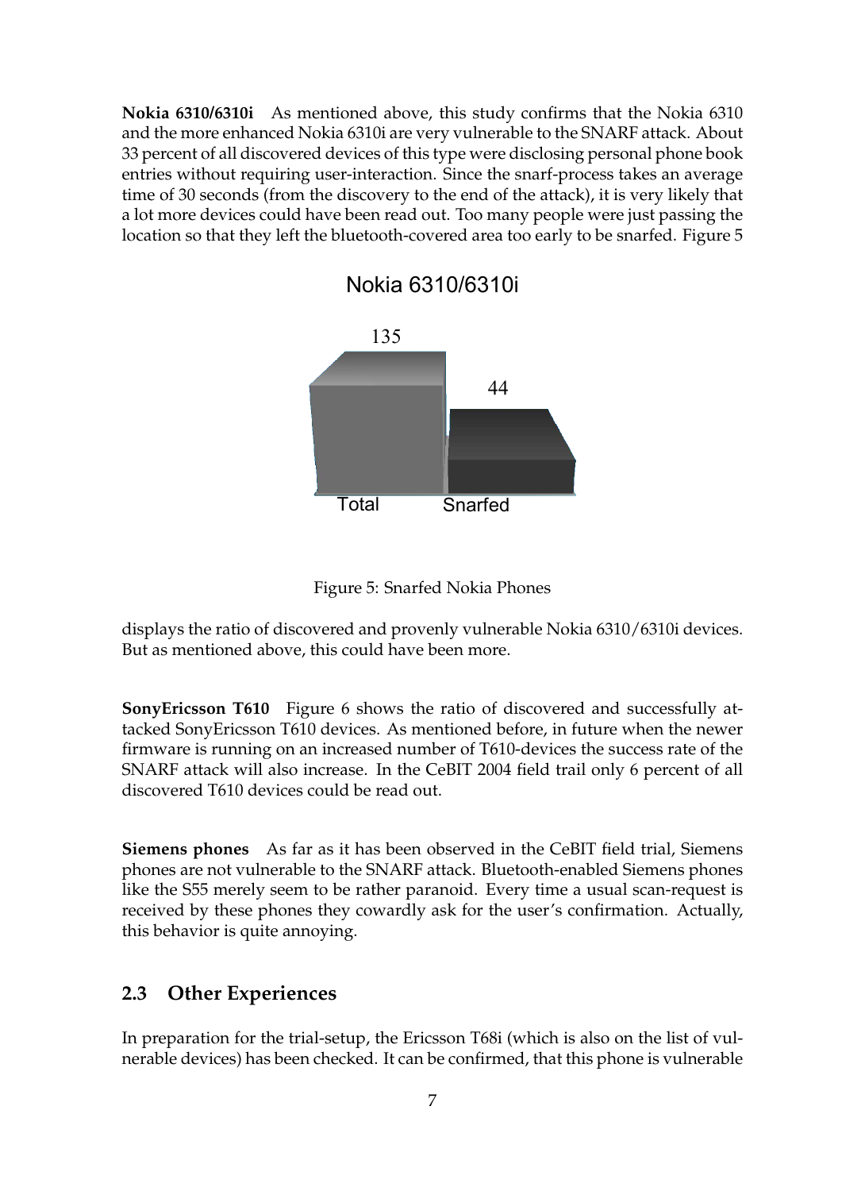**Nokia 6310/6310i** As mentioned above, this study confirms that the Nokia 6310 and the more enhanced Nokia 6310i are very vulnerable to the SNARF attack. About 33 percent of all discovered devices of this type were disclosing personal phone book entries without requiring user-interaction. Since the snarf-process takes an average time of 30 seconds (from the discovery to the end of the attack), it is very likely that a lot more devices could have been read out. Too many people were just passing the location so that they left the bluetooth-covered area too early to be snarfed. Figure 5 displays the ratio of discovered and provenly vulnerable Nokia 6310/6310i devices. But as mentioned above, this could have been more.

Nokia 6310/6310i

| Total | Snarfed |
| --- | --- |
| 135 | 44 |

Figure 5: Snarfed Nokia Phones

**SonyEricsson T610** Figure 6 shows the ratio of discovered and successfully attacked SonyEricsson T610 devices. As mentioned before, in future when the newer firmware is running on an increased number of T610-devices the success rate of the SNARF attack will also increase. In the CeBIT 2004 field trail only 6 percent of all discovered T610 devices could be read out.

**Siemens phones** As far as it has been observed in the CeBIT field trial, Siemens phones are not vulnerable to the SNARF attack. Bluetooth-enabled Siemens phones like the S55 merely seem to be rather paranoid. Every time a usual scan-request is received by these phones they cowardly ask for the user's confirmation. Actually, this behavior is quite annoying.

## 2.3 Other Experiences

In preparation for the trial-setup, the Ericsson T68i (which is also on the list of vulnerable devices) has been checked. It can be confirmed, that this phone is vulnerable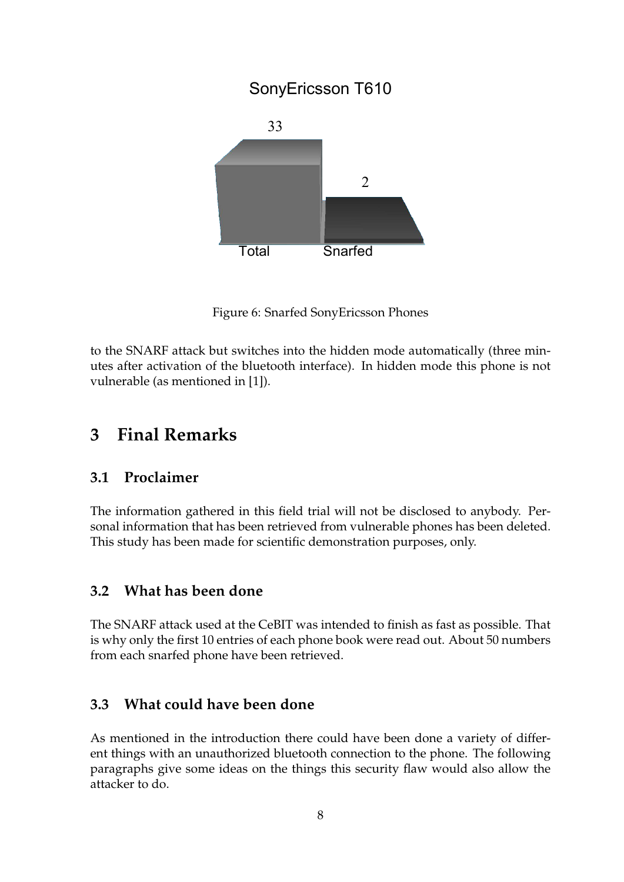SonyEricsson T610

| Total | Snarfed |
|---|---|
| 33 | 2 |

Figure 6: Snarfed SonyEricsson Phones

to the SNARF attack but switches into the hidden mode automatically (three minutes after activation of the bluetooth interface). In hidden mode this phone is not vulnerable (as mentioned in [1]).

# 3 Final Remarks

## 3.1 Proclaimer

The information gathered in this field trial will not be disclosed to anybody. Personal information that has been retrieved from vulnerable phones has been deleted. This study has been made for scientific demonstration purposes, only.

## 3.2 What has been done

The SNARF attack used at the CeBIT was intended to finish as fast as possible. That is why only the first 10 entries of each phone book were read out. About 50 numbers from each snarfed phone have been retrieved.

## 3.3 What could have been done

As mentioned in the introduction there could have been done a variety of different things with an unauthorized bluetooth connection to the phone. The following paragraphs give some ideas on the things this security flaw would also allow the attacker to do.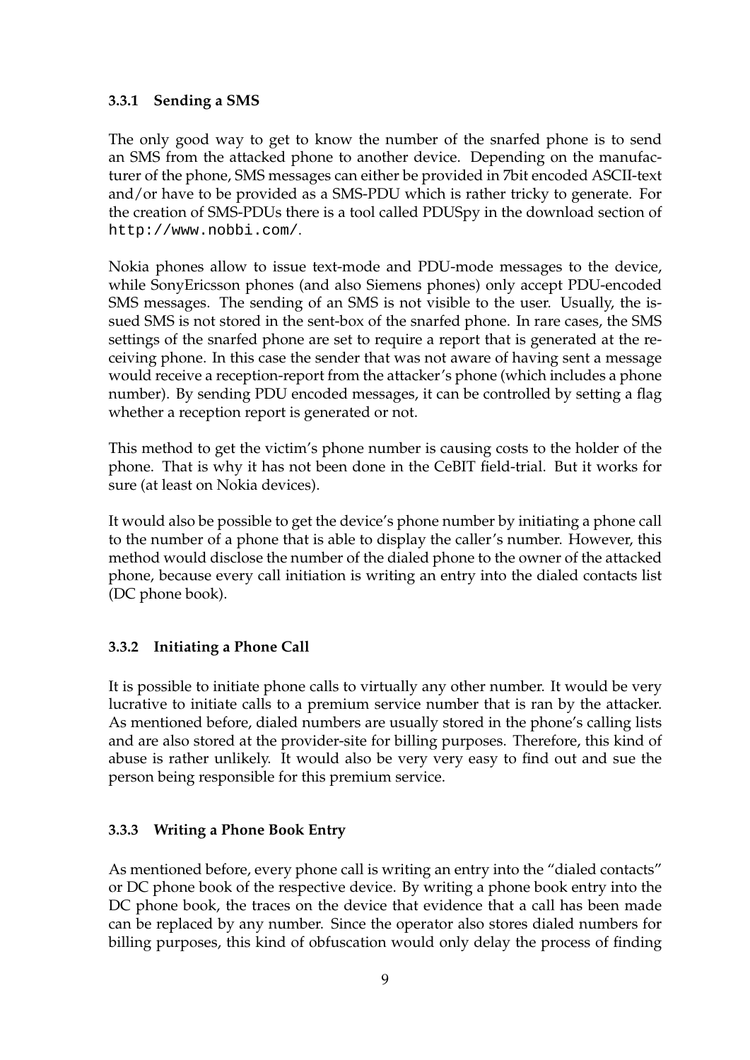### 3.3.1 Sending a SMS

The only good way to get to know the number of the snarfed phone is to send an SMS from the attacked phone to another device. Depending on the manufacturer of the phone, SMS messages can either be provided in 7bit encoded ASCII-text and/or have to be provided as a SMS-PDU which is rather tricky to generate. For the creation of SMS-PDUs there is a tool called PDUSpy in the download section of `http://www.nobbi.com/`.

Nokia phones allow to issue text-mode and PDU-mode messages to the device, while SonyEricsson phones (and also Siemens phones) only accept PDU-encoded SMS messages. The sending of an SMS is not visible to the user. Usually, the issued SMS is not stored in the sent-box of the snarfed phone. In rare cases, the SMS settings of the snarfed phone are set to require a report that is generated at the receiving phone. In this case the sender that was not aware of having sent a message would receive a reception-report from the attacker's phone (which includes a phone number). By sending PDU encoded messages, it can be controlled by setting a flag whether a reception report is generated or not.

This method to get the victim's phone number is causing costs to the holder of the phone. That is why it has not been done in the CeBIT field-trial. But it works for sure (at least on Nokia devices).

It would also be possible to get the device's phone number by initiating a phone call to the number of a phone that is able to display the caller's number. However, this method would disclose the number of the dialed phone to the owner of the attacked phone, because every call initiation is writing an entry into the dialed contacts list (DC phone book).

### 3.3.2 Initiating a Phone Call

It is possible to initiate phone calls to virtually any other number. It would be very lucrative to initiate calls to a premium service number that is ran by the attacker. As mentioned before, dialed numbers are usually stored in the phone's calling lists and are also stored at the provider-site for billing purposes. Therefore, this kind of abuse is rather unlikely. It would also be very very easy to find out and sue the person being responsible for this premium service.

### 3.3.3 Writing a Phone Book Entry

As mentioned before, every phone call is writing an entry into the "dialed contacts" or DC phone book of the respective device. By writing a phone book entry into the DC phone book, the traces on the device that evidence that a call has been made can be replaced by any number. Since the operator also stores dialed numbers for billing purposes, this kind of obfuscation would only delay the process of finding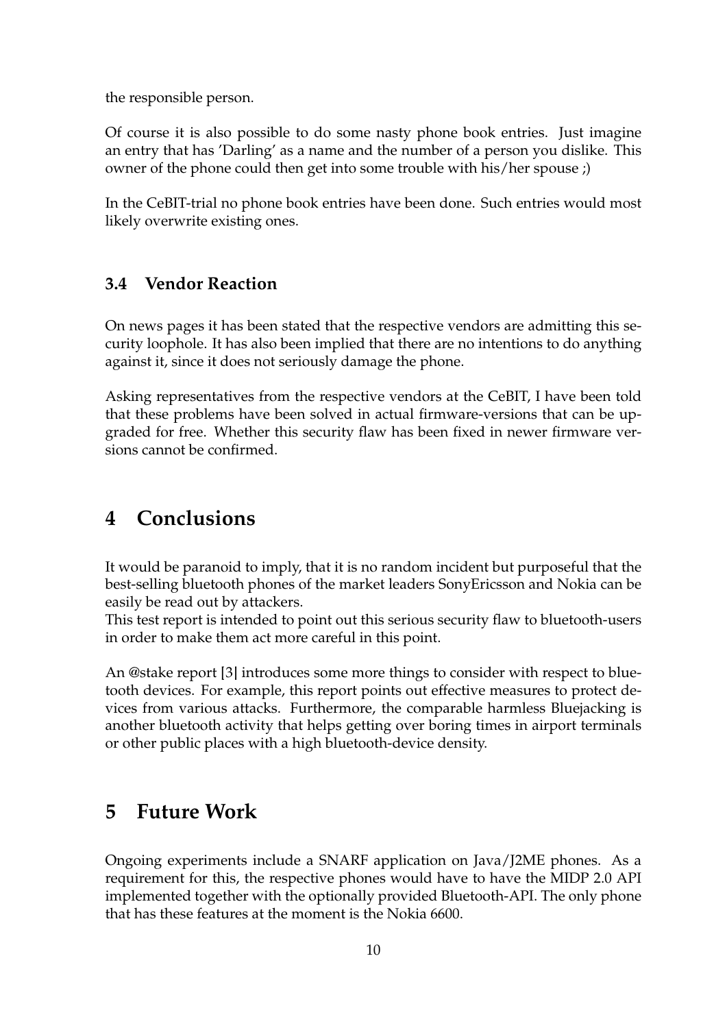the responsible person.

Of course it is also possible to do some nasty phone book entries. Just imagine an entry that has 'Darling' as a name and the number of a person you dislike. This owner of the phone could then get into some trouble with his/her spouse ;)

In the CeBIT-trial no phone book entries have been done. Such entries would most likely overwrite existing ones.

### 3.4 Vendor Reaction

On news pages it has been stated that the respective vendors are admitting this security loophole. It has also been implied that there are no intentions to do anything against it, since it does not seriously damage the phone.

Asking representatives from the respective vendors at the CeBIT, I have been told that these problems have been solved in actual firmware-versions that can be upgraded for free. Whether this security flaw has been fixed in newer firmware versions cannot be confirmed.

## 4 Conclusions

It would be paranoid to imply, that it is no random incident but purposeful that the best-selling bluetooth phones of the market leaders SonyEricsson and Nokia can be easily be read out by attackers.
This test report is intended to point out this serious security flaw to bluetooth-users in order to make them act more careful in this point.

An @stake report [3] introduces some more things to consider with respect to bluetooth devices. For example, this report points out effective measures to protect devices from various attacks. Furthermore, the comparable harmless Bluejacking is another bluetooth activity that helps getting over boring times in airport terminals or other public places with a high bluetooth-device density.

## 5 Future Work

Ongoing experiments include a SNARF application on Java/J2ME phones. As a requirement for this, the respective phones would have to have the MIDP 2.0 API implemented together with the optionally provided Bluetooth-API. The only phone that has these features at the moment is the Nokia 6600.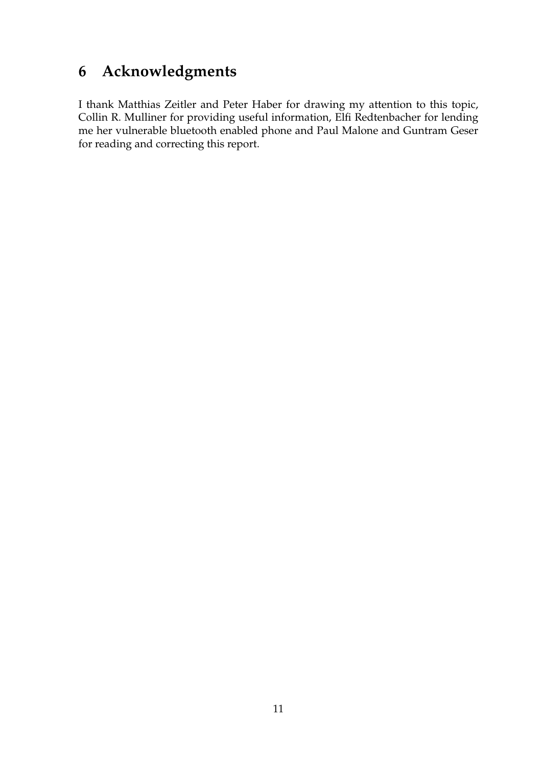# 6 Acknowledgments

I thank Matthias Zeitler and Peter Haber for drawing my attention to this topic, Collin R. Mulliner for providing useful information, Elfi Redtenbacher for lending me her vulnerable bluetooth enabled phone and Paul Malone and Guntram Geser for reading and correcting this report.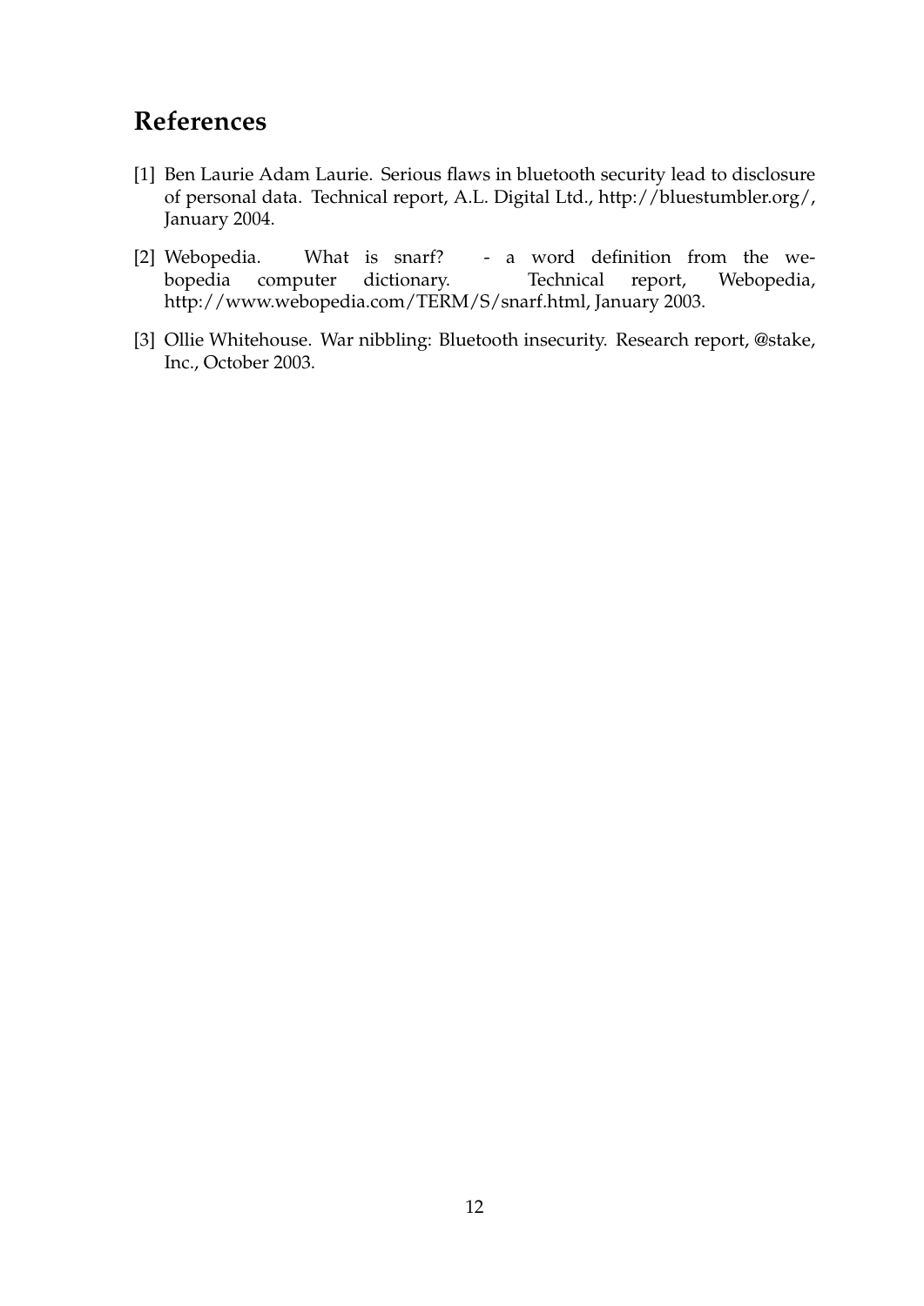# References

[1] Ben Laurie Adam Laurie. Serious flaws in bluetooth security lead to disclosure of personal data. Technical report, A.L. Digital Ltd., http://bluestumbler.org/, January 2004.

[2] Webopedia. What is snarf? - a word definition from the webopedia computer dictionary. Technical report, Webopedia, http://www.webopedia.com/TERM/S/snarf.html, January 2003.

[3] Ollie Whitehouse. War nibbling: Bluetooth insecurity. Research report, @stake, Inc., October 2003.